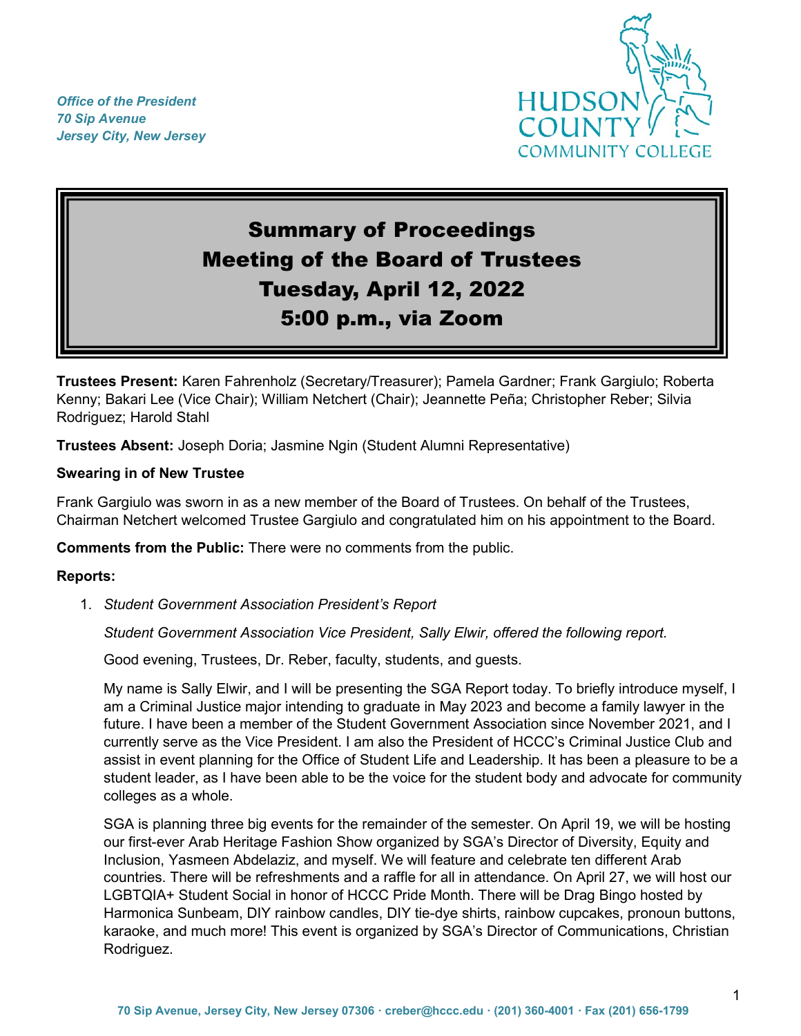*Office of the President*
*70 Sip Avenue*
*Jersey City, New Jersey*

# Summary of Proceedings
# Meeting of the Board of Trustees
# Tuesday, April 12, 2022
# 5:00 p.m., via Zoom

**Trustees Present:** Karen Fahrenholz (Secretary/Treasurer); Pamela Gardner; Frank Gargiulo; Roberta Kenny; Bakari Lee (Vice Chair); William Netchert (Chair); Jeannette Peña; Christopher Reber; Silvia Rodriguez; Harold Stahl

**Trustees Absent:** Joseph Doria; Jasmine Ngin (Student Alumni Representative)

**Swearing in of New Trustee**

Frank Gargiulo was sworn in as a new member of the Board of Trustees. On behalf of the Trustees, Chairman Netchert welcomed Trustee Gargiulo and congratulated him on his appointment to the Board.

**Comments from the Public:** There were no comments from the public.

**Reports:**

1. *Student Government Association President's Report*

   *Student Government Association Vice President, Sally Elwir, offered the following report.*

   Good evening, Trustees, Dr. Reber, faculty, students, and guests.

   My name is Sally Elwir, and I will be presenting the SGA Report today. To briefly introduce myself, I am a Criminal Justice major intending to graduate in May 2023 and become a family lawyer in the future. I have been a member of the Student Government Association since November 2021, and I currently serve as the Vice President. I am also the President of HCCC's Criminal Justice Club and assist in event planning for the Office of Student Life and Leadership. It has been a pleasure to be a student leader, as I have been able to be the voice for the student body and advocate for community colleges as a whole.

   SGA is planning three big events for the remainder of the semester. On April 19, we will be hosting our first-ever Arab Heritage Fashion Show organized by SGA's Director of Diversity, Equity and Inclusion, Yasmeen Abdelaziz, and myself. We will feature and celebrate ten different Arab countries. There will be refreshments and a raffle for all in attendance. On April 27, we will host our LGBTQIA+ Student Social in honor of HCCC Pride Month. There will be Drag Bingo hosted by Harmonica Sunbeam, DIY rainbow candles, DIY tie-dye shirts, rainbow cupcakes, pronoun buttons, karaoke, and much more! This event is organized by SGA's Director of Communications, Christian Rodriguez.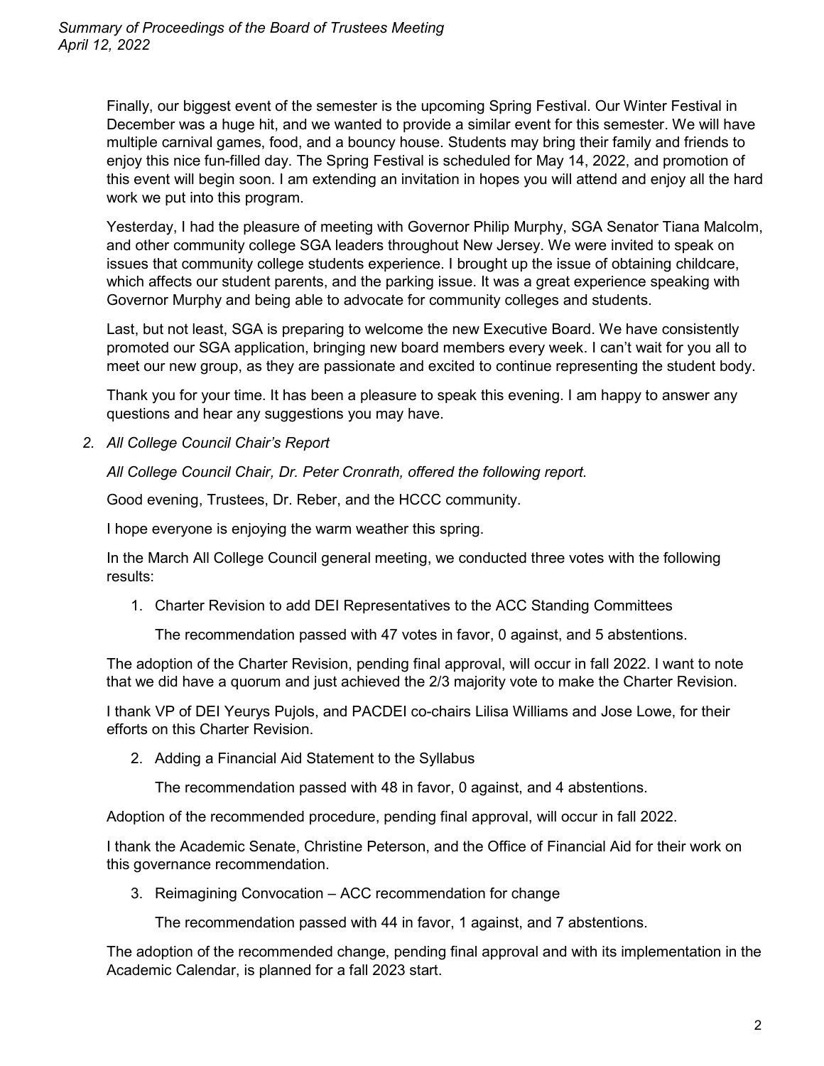Finally, our biggest event of the semester is the upcoming Spring Festival. Our Winter Festival in December was a huge hit, and we wanted to provide a similar event for this semester. We will have multiple carnival games, food, and a bouncy house. Students may bring their family and friends to enjoy this nice fun-filled day. The Spring Festival is scheduled for May 14, 2022, and promotion of this event will begin soon. I am extending an invitation in hopes you will attend and enjoy all the hard work we put into this program.

Yesterday, I had the pleasure of meeting with Governor Philip Murphy, SGA Senator Tiana Malcolm, and other community college SGA leaders throughout New Jersey. We were invited to speak on issues that community college students experience. I brought up the issue of obtaining childcare, which affects our student parents, and the parking issue. It was a great experience speaking with Governor Murphy and being able to advocate for community colleges and students.

Last, but not least, SGA is preparing to welcome the new Executive Board. We have consistently promoted our SGA application, bringing new board members every week. I can't wait for you all to meet our new group, as they are passionate and excited to continue representing the student body.

Thank you for your time. It has been a pleasure to speak this evening. I am happy to answer any questions and hear any suggestions you may have.

2. *All College Council Chair's Report*

*All College Council Chair, Dr. Peter Cronrath, offered the following report.*

Good evening, Trustees, Dr. Reber, and the HCCC community.

I hope everyone is enjoying the warm weather this spring.

In the March All College Council general meeting, we conducted three votes with the following results:

1. Charter Revision to add DEI Representatives to the ACC Standing Committees

   The recommendation passed with 47 votes in favor, 0 against, and 5 abstentions.

The adoption of the Charter Revision, pending final approval, will occur in fall 2022. I want to note that we did have a quorum and just achieved the 2/3 majority vote to make the Charter Revision.

I thank VP of DEI Yeurys Pujols, and PACDEI co-chairs Lilisa Williams and Jose Lowe, for their efforts on this Charter Revision.

2. Adding a Financial Aid Statement to the Syllabus

   The recommendation passed with 48 in favor, 0 against, and 4 abstentions.

Adoption of the recommended procedure, pending final approval, will occur in fall 2022.

I thank the Academic Senate, Christine Peterson, and the Office of Financial Aid for their work on this governance recommendation.

3. Reimagining Convocation – ACC recommendation for change

   The recommendation passed with 44 in favor, 1 against, and 7 abstentions.

The adoption of the recommended change, pending final approval and with its implementation in the Academic Calendar, is planned for a fall 2023 start.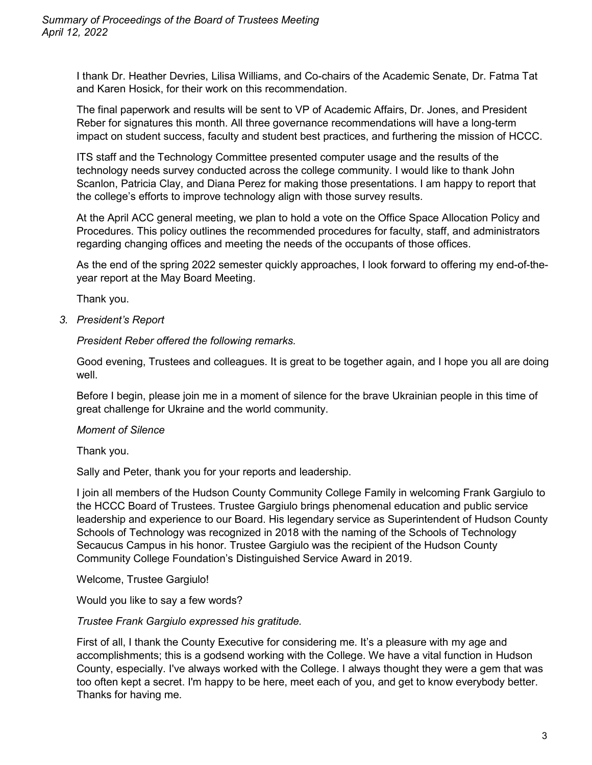I thank Dr. Heather Devries, Lilisa Williams, and Co-chairs of the Academic Senate, Dr. Fatma Tat and Karen Hosick, for their work on this recommendation.

The final paperwork and results will be sent to VP of Academic Affairs, Dr. Jones, and President Reber for signatures this month. All three governance recommendations will have a long-term impact on student success, faculty and student best practices, and furthering the mission of HCCC.

ITS staff and the Technology Committee presented computer usage and the results of the technology needs survey conducted across the college community. I would like to thank John Scanlon, Patricia Clay, and Diana Perez for making those presentations. I am happy to report that the college's efforts to improve technology align with those survey results.

At the April ACC general meeting, we plan to hold a vote on the Office Space Allocation Policy and Procedures. This policy outlines the recommended procedures for faculty, staff, and administrators regarding changing offices and meeting the needs of the occupants of those offices.

As the end of the spring 2022 semester quickly approaches, I look forward to offering my end-of-the-year report at the May Board Meeting.

Thank you.

3. *President's Report*

*President Reber offered the following remarks.*

Good evening, Trustees and colleagues. It is great to be together again, and I hope you all are doing well.

Before I begin, please join me in a moment of silence for the brave Ukrainian people in this time of great challenge for Ukraine and the world community.

*Moment of Silence*

Thank you.

Sally and Peter, thank you for your reports and leadership.

I join all members of the Hudson County Community College Family in welcoming Frank Gargiulo to the HCCC Board of Trustees. Trustee Gargiulo brings phenomenal education and public service leadership and experience to our Board. His legendary service as Superintendent of Hudson County Schools of Technology was recognized in 2018 with the naming of the Schools of Technology Secaucus Campus in his honor. Trustee Gargiulo was the recipient of the Hudson County Community College Foundation's Distinguished Service Award in 2019.

Welcome, Trustee Gargiulo!

Would you like to say a few words?

*Trustee Frank Gargiulo expressed his gratitude.*

First of all, I thank the County Executive for considering me. It's a pleasure with my age and accomplishments; this is a godsend working with the College. We have a vital function in Hudson County, especially. I've always worked with the College. I always thought they were a gem that was too often kept a secret. I'm happy to be here, meet each of you, and get to know everybody better. Thanks for having me.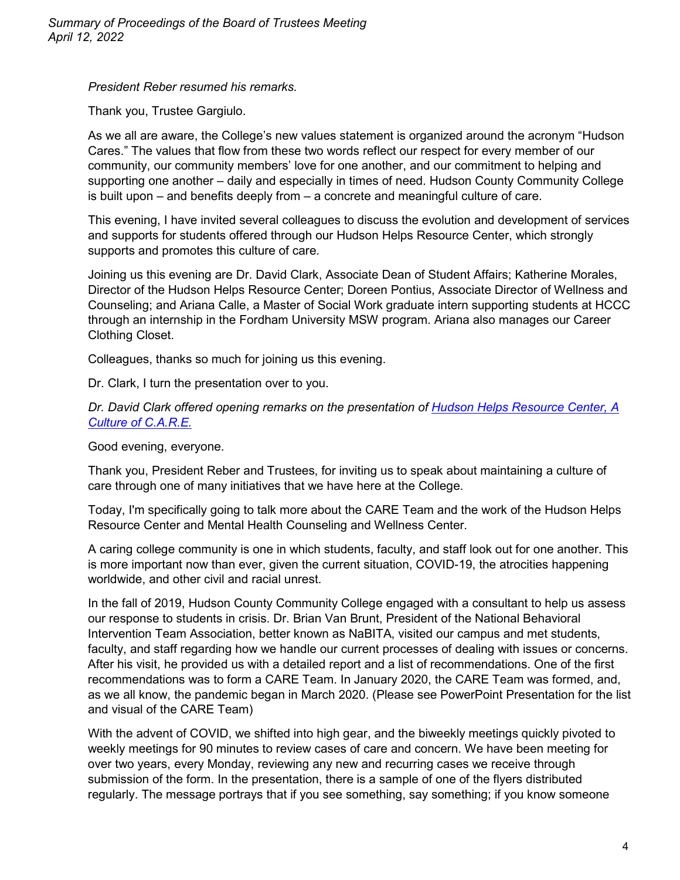*President Reber resumed his remarks.*

Thank you, Trustee Gargiulo.

As we all are aware, the College's new values statement is organized around the acronym "Hudson Cares." The values that flow from these two words reflect our respect for every member of our community, our community members' love for one another, and our commitment to helping and supporting one another – daily and especially in times of need. Hudson County Community College is built upon – and benefits deeply from – a concrete and meaningful culture of care.

This evening, I have invited several colleagues to discuss the evolution and development of services and supports for students offered through our Hudson Helps Resource Center, which strongly supports and promotes this culture of care.

Joining us this evening are Dr. David Clark, Associate Dean of Student Affairs; Katherine Morales, Director of the Hudson Helps Resource Center; Doreen Pontius, Associate Director of Wellness and Counseling; and Ariana Calle, a Master of Social Work graduate intern supporting students at HCCC through an internship in the Fordham University MSW program. Ariana also manages our Career Clothing Closet.

Colleagues, thanks so much for joining us this evening.

Dr. Clark, I turn the presentation over to you.

*Dr. David Clark offered opening remarks on the presentation of Hudson Helps Resource Center, A Culture of C.A.R.E.*

Good evening, everyone.

Thank you, President Reber and Trustees, for inviting us to speak about maintaining a culture of care through one of many initiatives that we have here at the College.

Today, I'm specifically going to talk more about the CARE Team and the work of the Hudson Helps Resource Center and Mental Health Counseling and Wellness Center.

A caring college community is one in which students, faculty, and staff look out for one another. This is more important now than ever, given the current situation, COVID-19, the atrocities happening worldwide, and other civil and racial unrest.

In the fall of 2019, Hudson County Community College engaged with a consultant to help us assess our response to students in crisis. Dr. Brian Van Brunt, President of the National Behavioral Intervention Team Association, better known as NaBITA, visited our campus and met students, faculty, and staff regarding how we handle our current processes of dealing with issues or concerns. After his visit, he provided us with a detailed report and a list of recommendations. One of the first recommendations was to form a CARE Team. In January 2020, the CARE Team was formed, and, as we all know, the pandemic began in March 2020. (Please see PowerPoint Presentation for the list and visual of the CARE Team)

With the advent of COVID, we shifted into high gear, and the biweekly meetings quickly pivoted to weekly meetings for 90 minutes to review cases of care and concern. We have been meeting for over two years, every Monday, reviewing any new and recurring cases we receive through submission of the form. In the presentation, there is a sample of one of the flyers distributed regularly. The message portrays that if you see something, say something; if you know someone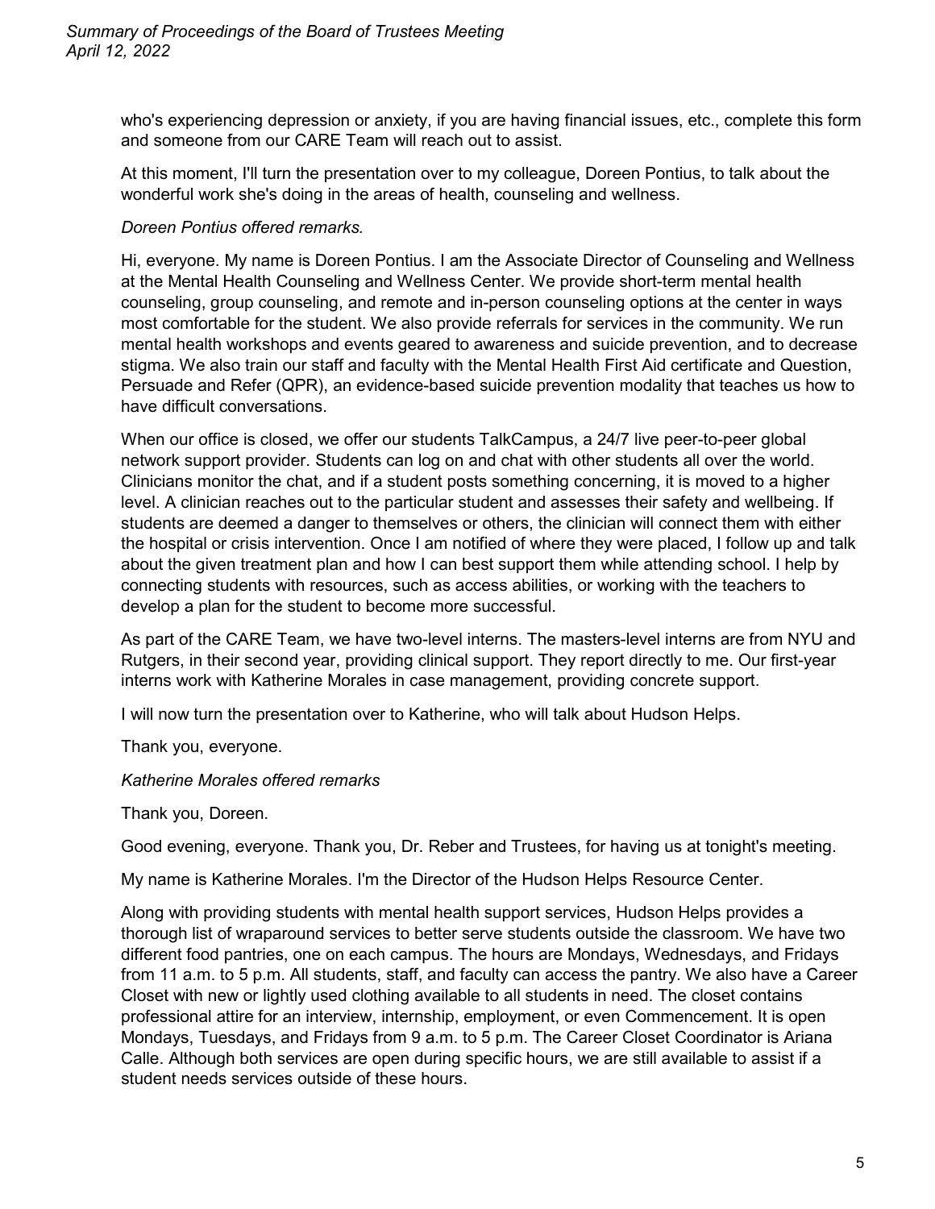who's experiencing depression or anxiety, if you are having financial issues, etc., complete this form and someone from our CARE Team will reach out to assist.

At this moment, I'll turn the presentation over to my colleague, Doreen Pontius, to talk about the wonderful work she's doing in the areas of health, counseling and wellness.

*Doreen Pontius offered remarks.*

Hi, everyone. My name is Doreen Pontius. I am the Associate Director of Counseling and Wellness at the Mental Health Counseling and Wellness Center. We provide short-term mental health counseling, group counseling, and remote and in-person counseling options at the center in ways most comfortable for the student. We also provide referrals for services in the community. We run mental health workshops and events geared to awareness and suicide prevention, and to decrease stigma. We also train our staff and faculty with the Mental Health First Aid certificate and Question, Persuade and Refer (QPR), an evidence-based suicide prevention modality that teaches us how to have difficult conversations.

When our office is closed, we offer our students TalkCampus, a 24/7 live peer-to-peer global network support provider. Students can log on and chat with other students all over the world. Clinicians monitor the chat, and if a student posts something concerning, it is moved to a higher level. A clinician reaches out to the particular student and assesses their safety and wellbeing. If students are deemed a danger to themselves or others, the clinician will connect them with either the hospital or crisis intervention. Once I am notified of where they were placed, I follow up and talk about the given treatment plan and how I can best support them while attending school. I help by connecting students with resources, such as access abilities, or working with the teachers to develop a plan for the student to become more successful.

As part of the CARE Team, we have two-level interns. The masters-level interns are from NYU and Rutgers, in their second year, providing clinical support. They report directly to me. Our first-year interns work with Katherine Morales in case management, providing concrete support.

I will now turn the presentation over to Katherine, who will talk about Hudson Helps.

Thank you, everyone.

*Katherine Morales offered remarks*

Thank you, Doreen.

Good evening, everyone. Thank you, Dr. Reber and Trustees, for having us at tonight's meeting.

My name is Katherine Morales. I'm the Director of the Hudson Helps Resource Center.

Along with providing students with mental health support services, Hudson Helps provides a thorough list of wraparound services to better serve students outside the classroom. We have two different food pantries, one on each campus. The hours are Mondays, Wednesdays, and Fridays from 11 a.m. to 5 p.m. All students, staff, and faculty can access the pantry. We also have a Career Closet with new or lightly used clothing available to all students in need. The closet contains professional attire for an interview, internship, employment, or even Commencement. It is open Mondays, Tuesdays, and Fridays from 9 a.m. to 5 p.m. The Career Closet Coordinator is Ariana Calle. Although both services are open during specific hours, we are still available to assist if a student needs services outside of these hours.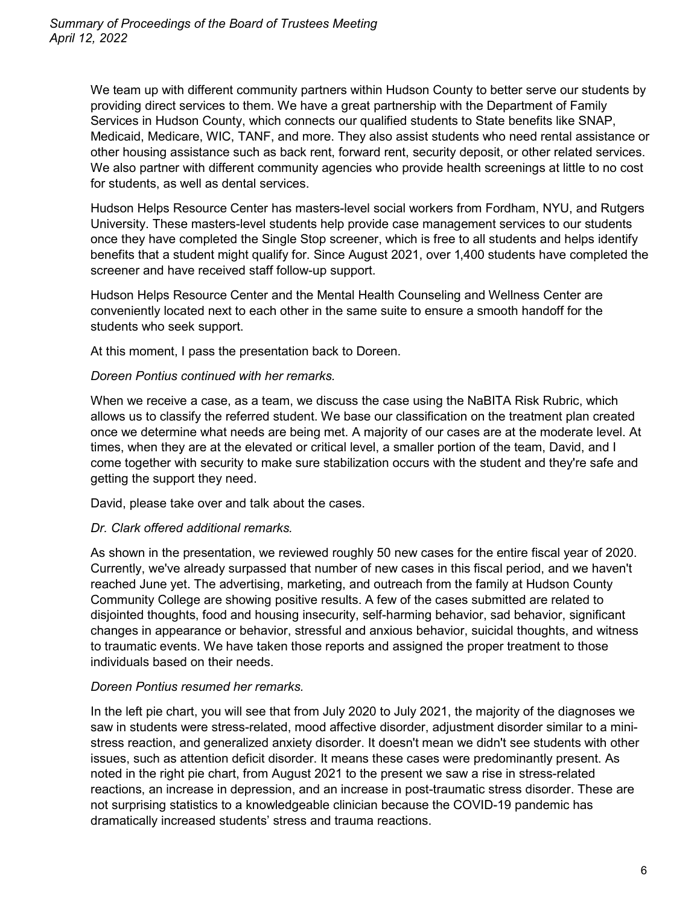We team up with different community partners within Hudson County to better serve our students by providing direct services to them. We have a great partnership with the Department of Family Services in Hudson County, which connects our qualified students to State benefits like SNAP, Medicaid, Medicare, WIC, TANF, and more. They also assist students who need rental assistance or other housing assistance such as back rent, forward rent, security deposit, or other related services. We also partner with different community agencies who provide health screenings at little to no cost for students, as well as dental services.

Hudson Helps Resource Center has masters-level social workers from Fordham, NYU, and Rutgers University. These masters-level students help provide case management services to our students once they have completed the Single Stop screener, which is free to all students and helps identify benefits that a student might qualify for. Since August 2021, over 1,400 students have completed the screener and have received staff follow-up support.

Hudson Helps Resource Center and the Mental Health Counseling and Wellness Center are conveniently located next to each other in the same suite to ensure a smooth handoff for the students who seek support.

At this moment, I pass the presentation back to Doreen.

*Doreen Pontius continued with her remarks.*

When we receive a case, as a team, we discuss the case using the NaBITA Risk Rubric, which allows us to classify the referred student. We base our classification on the treatment plan created once we determine what needs are being met. A majority of our cases are at the moderate level. At times, when they are at the elevated or critical level, a smaller portion of the team, David, and I come together with security to make sure stabilization occurs with the student and they're safe and getting the support they need.

David, please take over and talk about the cases.

*Dr. Clark offered additional remarks.*

As shown in the presentation, we reviewed roughly 50 new cases for the entire fiscal year of 2020. Currently, we've already surpassed that number of new cases in this fiscal period, and we haven't reached June yet. The advertising, marketing, and outreach from the family at Hudson County Community College are showing positive results. A few of the cases submitted are related to disjointed thoughts, food and housing insecurity, self-harming behavior, sad behavior, significant changes in appearance or behavior, stressful and anxious behavior, suicidal thoughts, and witness to traumatic events. We have taken those reports and assigned the proper treatment to those individuals based on their needs.

*Doreen Pontius resumed her remarks.*

In the left pie chart, you will see that from July 2020 to July 2021, the majority of the diagnoses we saw in students were stress-related, mood affective disorder, adjustment disorder similar to a mini-stress reaction, and generalized anxiety disorder. It doesn't mean we didn't see students with other issues, such as attention deficit disorder. It means these cases were predominantly present. As noted in the right pie chart, from August 2021 to the present we saw a rise in stress-related reactions, an increase in depression, and an increase in post-traumatic stress disorder. These are not surprising statistics to a knowledgeable clinician because the COVID-19 pandemic has dramatically increased students' stress and trauma reactions.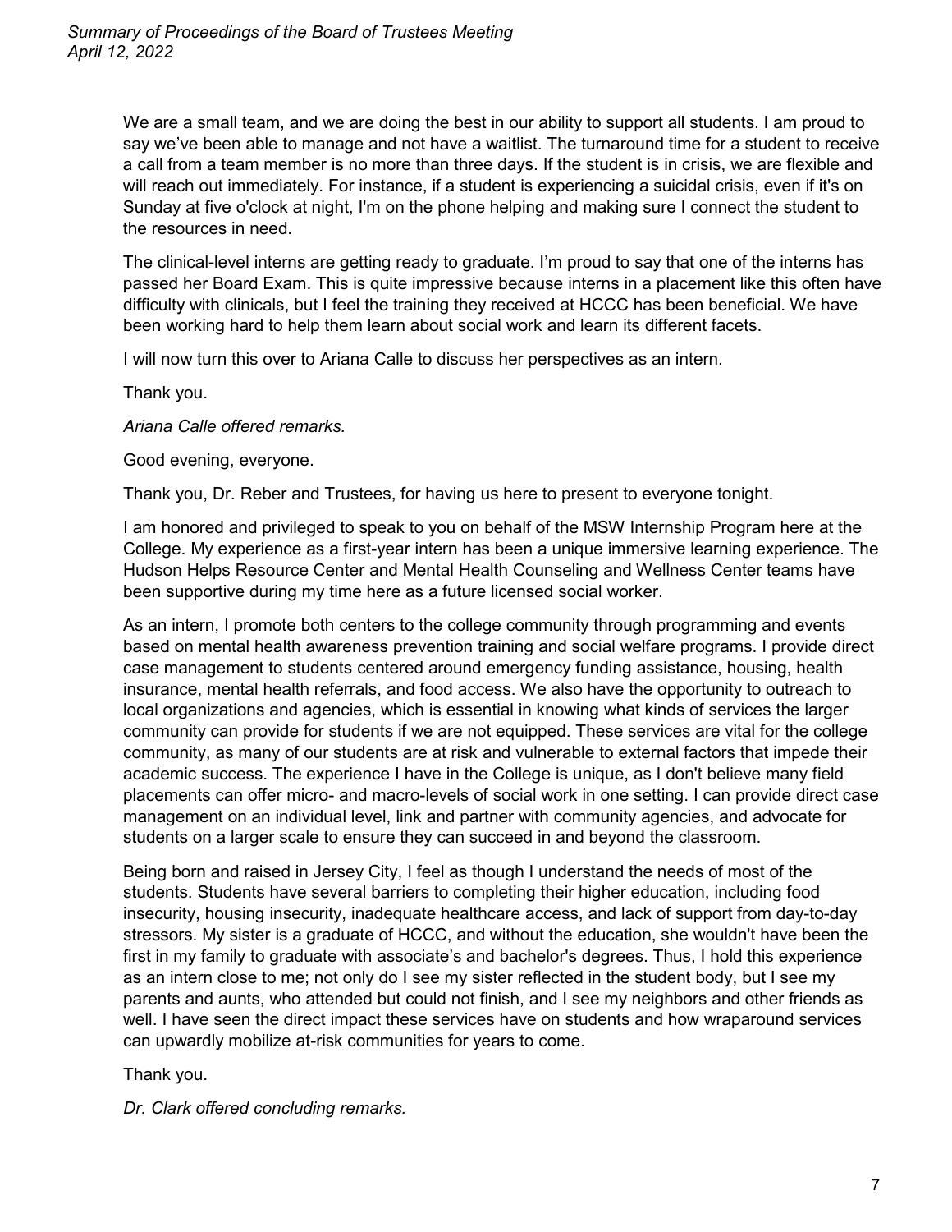We are a small team, and we are doing the best in our ability to support all students. I am proud to say we've been able to manage and not have a waitlist. The turnaround time for a student to receive a call from a team member is no more than three days. If the student is in crisis, we are flexible and will reach out immediately. For instance, if a student is experiencing a suicidal crisis, even if it's on Sunday at five o'clock at night, I'm on the phone helping and making sure I connect the student to the resources in need.

The clinical-level interns are getting ready to graduate. I'm proud to say that one of the interns has passed her Board Exam. This is quite impressive because interns in a placement like this often have difficulty with clinicals, but I feel the training they received at HCCC has been beneficial. We have been working hard to help them learn about social work and learn its different facets.

I will now turn this over to Ariana Calle to discuss her perspectives as an intern.

Thank you.

*Ariana Calle offered remarks.*

Good evening, everyone.

Thank you, Dr. Reber and Trustees, for having us here to present to everyone tonight.

I am honored and privileged to speak to you on behalf of the MSW Internship Program here at the College. My experience as a first-year intern has been a unique immersive learning experience. The Hudson Helps Resource Center and Mental Health Counseling and Wellness Center teams have been supportive during my time here as a future licensed social worker.

As an intern, I promote both centers to the college community through programming and events based on mental health awareness prevention training and social welfare programs. I provide direct case management to students centered around emergency funding assistance, housing, health insurance, mental health referrals, and food access. We also have the opportunity to outreach to local organizations and agencies, which is essential in knowing what kinds of services the larger community can provide for students if we are not equipped. These services are vital for the college community, as many of our students are at risk and vulnerable to external factors that impede their academic success. The experience I have in the College is unique, as I don't believe many field placements can offer micro- and macro-levels of social work in one setting. I can provide direct case management on an individual level, link and partner with community agencies, and advocate for students on a larger scale to ensure they can succeed in and beyond the classroom.

Being born and raised in Jersey City, I feel as though I understand the needs of most of the students. Students have several barriers to completing their higher education, including food insecurity, housing insecurity, inadequate healthcare access, and lack of support from day-to-day stressors. My sister is a graduate of HCCC, and without the education, she wouldn't have been the first in my family to graduate with associate's and bachelor's degrees. Thus, I hold this experience as an intern close to me; not only do I see my sister reflected in the student body, but I see my parents and aunts, who attended but could not finish, and I see my neighbors and other friends as well. I have seen the direct impact these services have on students and how wraparound services can upwardly mobilize at-risk communities for years to come.

Thank you.

*Dr. Clark offered concluding remarks.*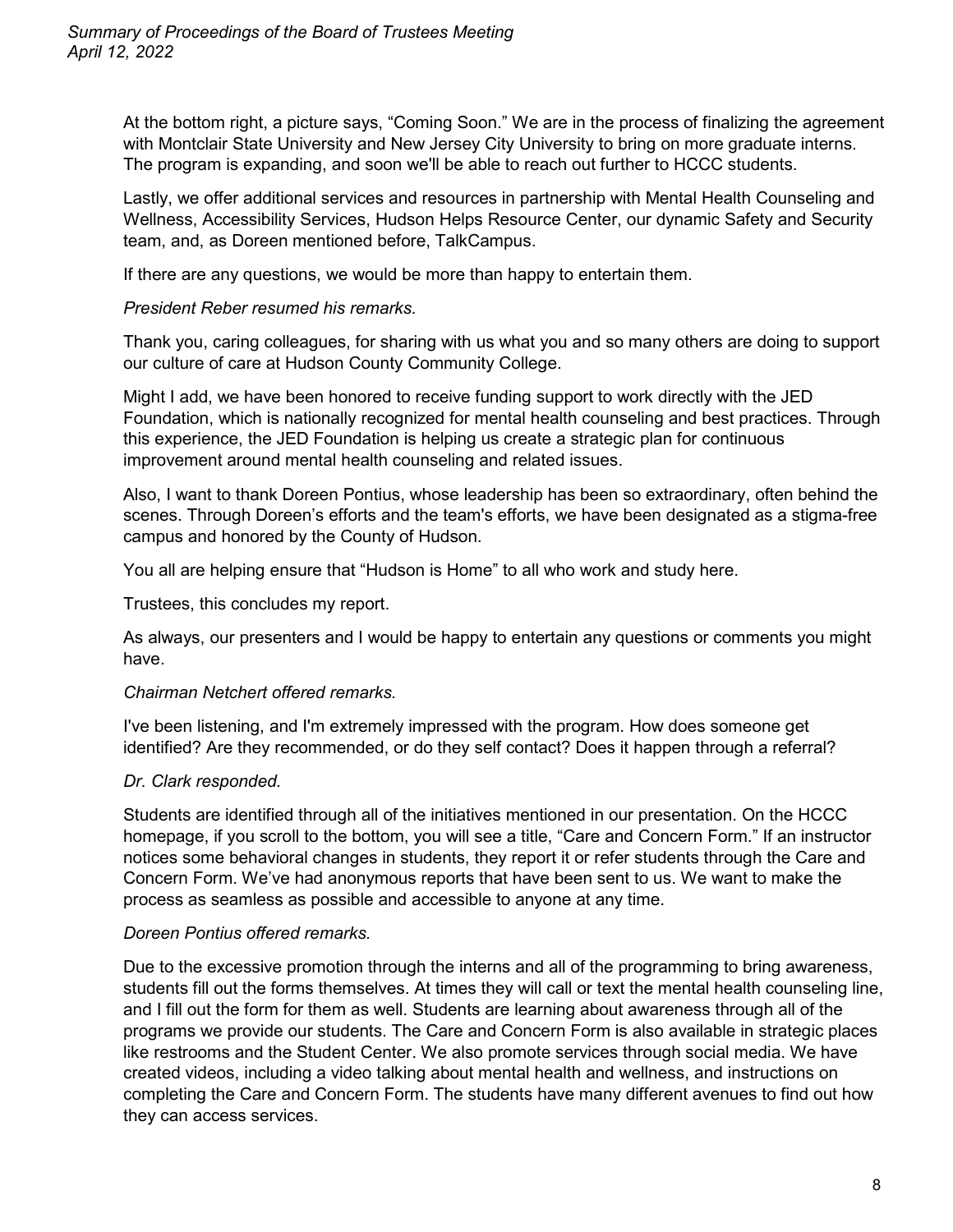At the bottom right, a picture says, “Coming Soon.” We are in the process of finalizing the agreement with Montclair State University and New Jersey City University to bring on more graduate interns. The program is expanding, and soon we'll be able to reach out further to HCCC students.

Lastly, we offer additional services and resources in partnership with Mental Health Counseling and Wellness, Accessibility Services, Hudson Helps Resource Center, our dynamic Safety and Security team, and, as Doreen mentioned before, TalkCampus.

If there are any questions, we would be more than happy to entertain them.

*President Reber resumed his remarks.*

Thank you, caring colleagues, for sharing with us what you and so many others are doing to support our culture of care at Hudson County Community College.

Might I add, we have been honored to receive funding support to work directly with the JED Foundation, which is nationally recognized for mental health counseling and best practices. Through this experience, the JED Foundation is helping us create a strategic plan for continuous improvement around mental health counseling and related issues.

Also, I want to thank Doreen Pontius, whose leadership has been so extraordinary, often behind the scenes. Through Doreen’s efforts and the team's efforts, we have been designated as a stigma-free campus and honored by the County of Hudson.

You all are helping ensure that “Hudson is Home” to all who work and study here.

Trustees, this concludes my report.

As always, our presenters and I would be happy to entertain any questions or comments you might have.

*Chairman Netchert offered remarks.*

I've been listening, and I'm extremely impressed with the program. How does someone get identified? Are they recommended, or do they self contact? Does it happen through a referral?

*Dr. Clark responded.*

Students are identified through all of the initiatives mentioned in our presentation. On the HCCC homepage, if you scroll to the bottom, you will see a title, “Care and Concern Form.” If an instructor notices some behavioral changes in students, they report it or refer students through the Care and Concern Form. We’ve had anonymous reports that have been sent to us. We want to make the process as seamless as possible and accessible to anyone at any time.

*Doreen Pontius offered remarks.*

Due to the excessive promotion through the interns and all of the programming to bring awareness, students fill out the forms themselves. At times they will call or text the mental health counseling line, and I fill out the form for them as well. Students are learning about awareness through all of the programs we provide our students. The Care and Concern Form is also available in strategic places like restrooms and the Student Center. We also promote services through social media. We have created videos, including a video talking about mental health and wellness, and instructions on completing the Care and Concern Form. The students have many different avenues to find out how they can access services.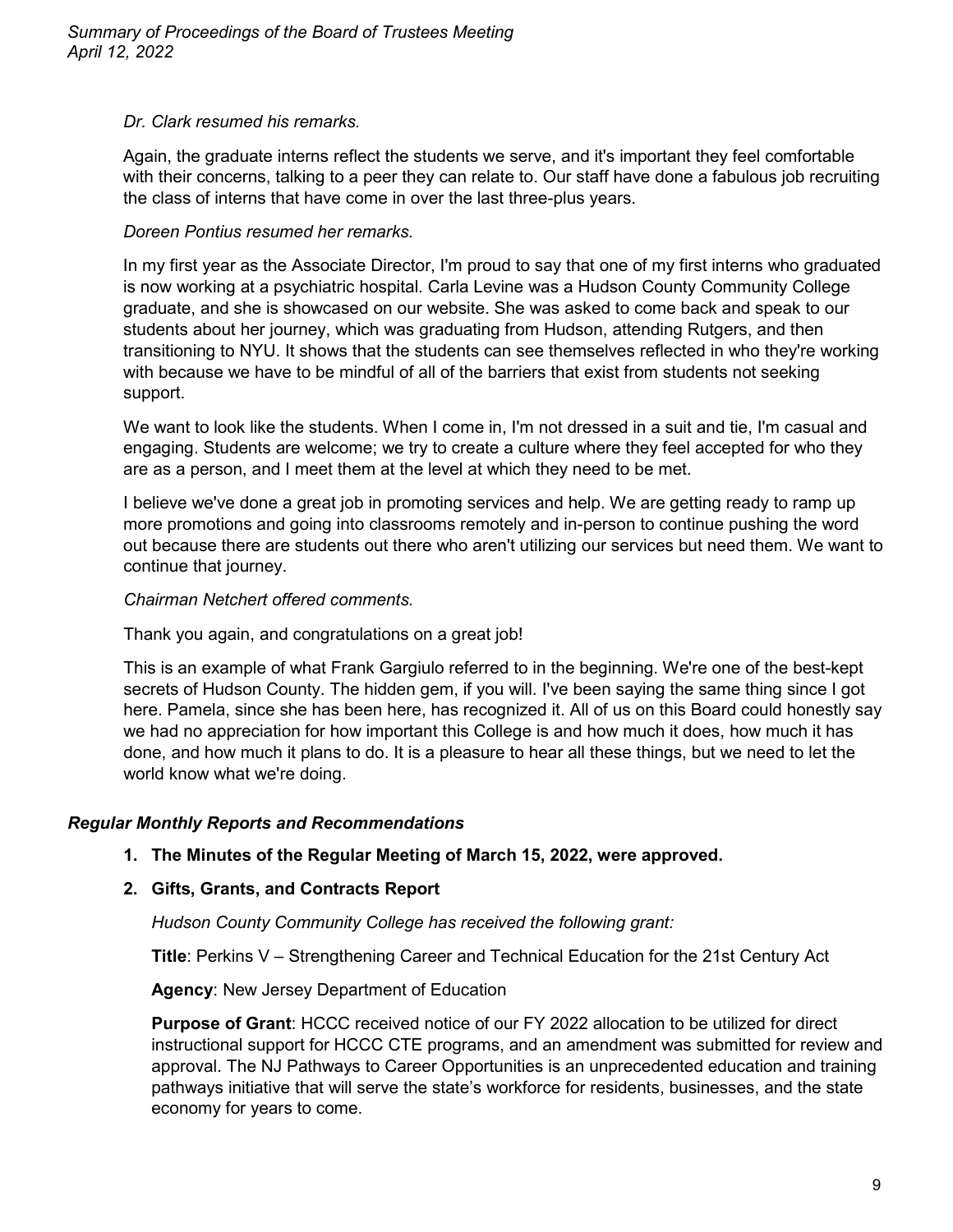*Dr. Clark resumed his remarks.*

Again, the graduate interns reflect the students we serve, and it's important they feel comfortable with their concerns, talking to a peer they can relate to. Our staff have done a fabulous job recruiting the class of interns that have come in over the last three-plus years.

*Doreen Pontius resumed her remarks.*

In my first year as the Associate Director, I'm proud to say that one of my first interns who graduated is now working at a psychiatric hospital. Carla Levine was a Hudson County Community College graduate, and she is showcased on our website. She was asked to come back and speak to our students about her journey, which was graduating from Hudson, attending Rutgers, and then transitioning to NYU. It shows that the students can see themselves reflected in who they're working with because we have to be mindful of all of the barriers that exist from students not seeking support.

We want to look like the students. When I come in, I'm not dressed in a suit and tie, I'm casual and engaging. Students are welcome; we try to create a culture where they feel accepted for who they are as a person, and I meet them at the level at which they need to be met.

I believe we've done a great job in promoting services and help. We are getting ready to ramp up more promotions and going into classrooms remotely and in-person to continue pushing the word out because there are students out there who aren't utilizing our services but need them. We want to continue that journey.

*Chairman Netchert offered comments.*

Thank you again, and congratulations on a great job!

This is an example of what Frank Gargiulo referred to in the beginning. We're one of the best-kept secrets of Hudson County. The hidden gem, if you will. I've been saying the same thing since I got here. Pamela, since she has been here, has recognized it. All of us on this Board could honestly say we had no appreciation for how important this College is and how much it does, how much it has done, and how much it plans to do. It is a pleasure to hear all these things, but we need to let the world know what we're doing.

### ***Regular Monthly Reports and Recommendations***

1. **The Minutes of the Regular Meeting of March 15, 2022, were approved.**

2. **Gifts, Grants, and Contracts Report**

   *Hudson County Community College has received the following grant:*

   **Title**: Perkins V – Strengthening Career and Technical Education for the 21st Century Act

   **Agency**: New Jersey Department of Education

   **Purpose of Grant**: HCCC received notice of our FY 2022 allocation to be utilized for direct instructional support for HCCC CTE programs, and an amendment was submitted for review and approval. The NJ Pathways to Career Opportunities is an unprecedented education and training pathways initiative that will serve the state's workforce for residents, businesses, and the state economy for years to come.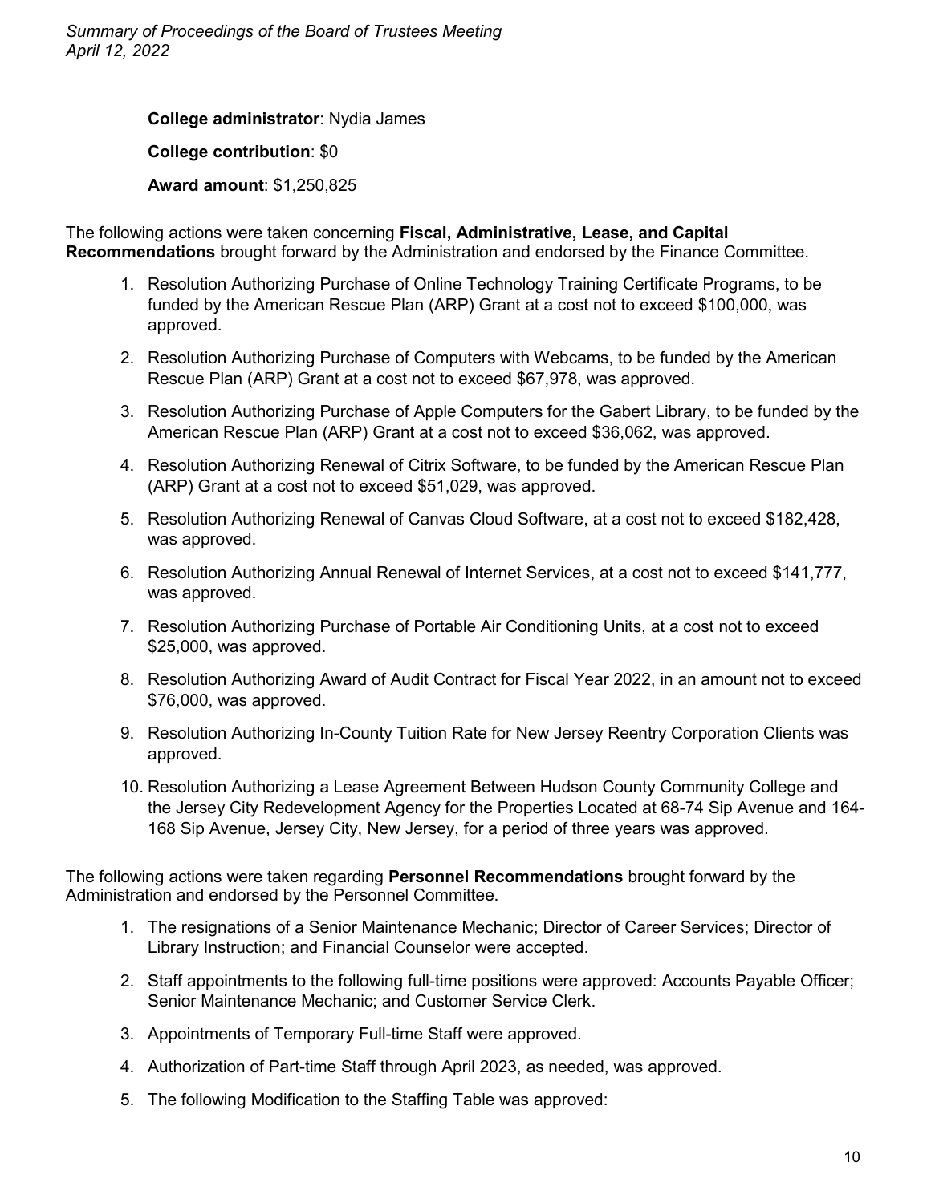**College administrator**: Nydia James

**College contribution**: $0

**Award amount**: $1,250,825

The following actions were taken concerning **Fiscal, Administrative, Lease, and Capital Recommendations** brought forward by the Administration and endorsed by the Finance Committee.

1. Resolution Authorizing Purchase of Online Technology Training Certificate Programs, to be funded by the American Rescue Plan (ARP) Grant at a cost not to exceed $100,000, was approved.
2. Resolution Authorizing Purchase of Computers with Webcams, to be funded by the American Rescue Plan (ARP) Grant at a cost not to exceed $67,978, was approved.
3. Resolution Authorizing Purchase of Apple Computers for the Gabert Library, to be funded by the American Rescue Plan (ARP) Grant at a cost not to exceed $36,062, was approved.
4. Resolution Authorizing Renewal of Citrix Software, to be funded by the American Rescue Plan (ARP) Grant at a cost not to exceed $51,029, was approved.
5. Resolution Authorizing Renewal of Canvas Cloud Software, at a cost not to exceed $182,428, was approved.
6. Resolution Authorizing Annual Renewal of Internet Services, at a cost not to exceed $141,777, was approved.
7. Resolution Authorizing Purchase of Portable Air Conditioning Units, at a cost not to exceed $25,000, was approved.
8. Resolution Authorizing Award of Audit Contract for Fiscal Year 2022, in an amount not to exceed $76,000, was approved.
9. Resolution Authorizing In-County Tuition Rate for New Jersey Reentry Corporation Clients was approved.
10. Resolution Authorizing a Lease Agreement Between Hudson County Community College and the Jersey City Redevelopment Agency for the Properties Located at 68-74 Sip Avenue and 164-168 Sip Avenue, Jersey City, New Jersey, for a period of three years was approved.

The following actions were taken regarding **Personnel Recommendations** brought forward by the Administration and endorsed by the Personnel Committee.

1. The resignations of a Senior Maintenance Mechanic; Director of Career Services; Director of Library Instruction; and Financial Counselor were accepted.
2. Staff appointments to the following full-time positions were approved: Accounts Payable Officer; Senior Maintenance Mechanic; and Customer Service Clerk.
3. Appointments of Temporary Full-time Staff were approved.
4. Authorization of Part-time Staff through April 2023, as needed, was approved.
5. The following Modification to the Staffing Table was approved: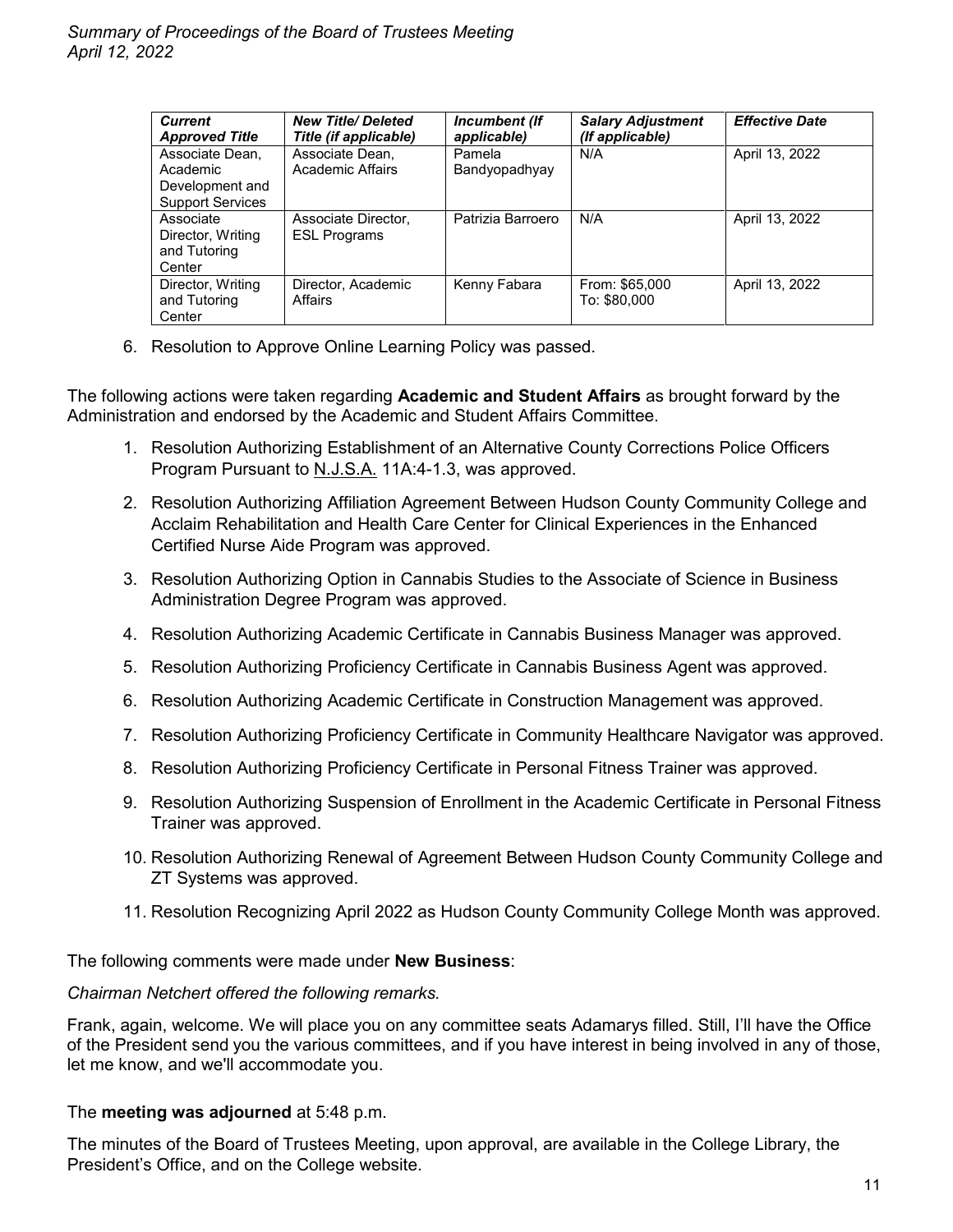| *Current Approved Title* | *New Title/ Deleted Title (if applicable)* | *Incumbent (If applicable)* | *Salary Adjustment (If applicable)* | *Effective Date* |
|---|---|---|---|---|
| Associate Dean, Academic Development and Support Services | Associate Dean, Academic Affairs | Pamela Bandyopadhyay | N/A | April 13, 2022 |
| Associate Director, Writing and Tutoring Center | Associate Director, ESL Programs | Patrizia Barroero | N/A | April 13, 2022 |
| Director, Writing and Tutoring Center | Director, Academic Affairs | Kenny Fabara | From: $65,000 To: $80,000 | April 13, 2022 |

6. Resolution to Approve Online Learning Policy was passed.

The following actions were taken regarding **Academic and Student Affairs** as brought forward by the Administration and endorsed by the Academic and Student Affairs Committee.

1. Resolution Authorizing Establishment of an Alternative County Corrections Police Officers Program Pursuant to N.J.S.A. 11A:4-1.3, was approved.
2. Resolution Authorizing Affiliation Agreement Between Hudson County Community College and Acclaim Rehabilitation and Health Care Center for Clinical Experiences in the Enhanced Certified Nurse Aide Program was approved.
3. Resolution Authorizing Option in Cannabis Studies to the Associate of Science in Business Administration Degree Program was approved.
4. Resolution Authorizing Academic Certificate in Cannabis Business Manager was approved.
5. Resolution Authorizing Proficiency Certificate in Cannabis Business Agent was approved.
6. Resolution Authorizing Academic Certificate in Construction Management was approved.
7. Resolution Authorizing Proficiency Certificate in Community Healthcare Navigator was approved.
8. Resolution Authorizing Proficiency Certificate in Personal Fitness Trainer was approved.
9. Resolution Authorizing Suspension of Enrollment in the Academic Certificate in Personal Fitness Trainer was approved.
10. Resolution Authorizing Renewal of Agreement Between Hudson County Community College and ZT Systems was approved.
11. Resolution Recognizing April 2022 as Hudson County Community College Month was approved.

The following comments were made under **New Business**:

*Chairman Netchert offered the following remarks.*

Frank, again, welcome. We will place you on any committee seats Adamarys filled. Still, I'll have the Office of the President send you the various committees, and if you have interest in being involved in any of those, let me know, and we'll accommodate you.

The **meeting was adjourned** at 5:48 p.m.

The minutes of the Board of Trustees Meeting, upon approval, are available in the College Library, the President's Office, and on the College website.